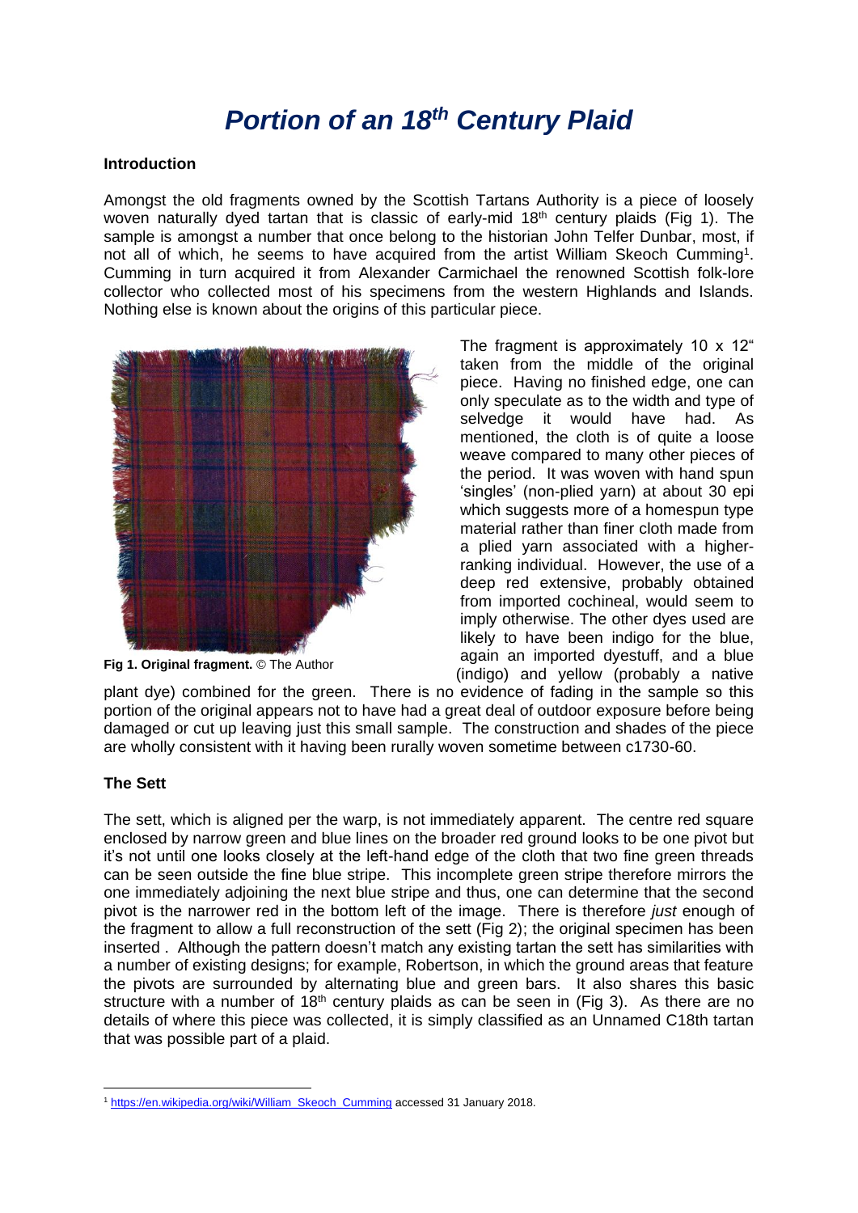# *Portion of an 18th Century Plaid*

**Introduction**

Amongst the old fragments owned by the Scottish Tartans Authority is a piece of loosely woven naturally dyed tartan that is classic of early-mid 18th century plaids (Fig 1). The sample is amongst a number that once belong to the historian John Telfer Dunbar, most, if not all of which, he seems to have acquired from the artist William Skeoch Cumming[1]. Cumming in turn acquired it from Alexander Carmichael the renowned Scottish folk-lore collector who collected most of his specimens from the western Highlands and Islands. Nothing else is known about the origins of this particular piece.

**Fig 1. Original fragment.** © The Author

The fragment is approximately 10 x 12" taken from the middle of the original piece. Having no finished edge, one can only speculate as to the width and type of selvedge it would have had. As mentioned, the cloth is of quite a loose weave compared to many other pieces of the period. It was woven with hand spun 'singles' (non-plied yarn) at about 30 epi which suggests more of a homespun type material rather than finer cloth made from a plied yarn associated with a higher-ranking individual. However, the use of a deep red extensive, probably obtained from imported cochineal, would seem to imply otherwise. The other dyes used are likely to have been indigo for the blue, again an imported dyestuff, and a blue (indigo) and yellow (probably a native plant dye) combined for the green. There is no evidence of fading in the sample so this portion of the original appears not to have had a great deal of outdoor exposure before being damaged or cut up leaving just this small sample. The construction and shades of the piece are wholly consistent with it having been rurally woven sometime between c1730-60.

**The Sett**

The sett, which is aligned per the warp, is not immediately apparent. The centre red square enclosed by narrow green and blue lines on the broader red ground looks to be one pivot but it's not until one looks closely at the left-hand edge of the cloth that two fine green threads can be seen outside the fine blue stripe. This incomplete green stripe therefore mirrors the one immediately adjoining the next blue stripe and thus, one can determine that the second pivot is the narrower red in the bottom left of the image. There is therefore *just* enough of the fragment to allow a full reconstruction of the sett (Fig 2); the original specimen has been inserted . Although the pattern doesn't match any existing tartan the sett has similarities with a number of existing designs; for example, Robertson, in which the ground areas that feature the pivots are surrounded by alternating blue and green bars. It also shares this basic structure with a number of 18th century plaids as can be seen in (Fig 3). As there are no details of where this piece was collected, it is simply classified as an Unnamed C18th tartan that was possible part of a plaid.

[1] https://en.wikipedia.org/wiki/William_Skeoch_Cumming accessed 31 January 2018.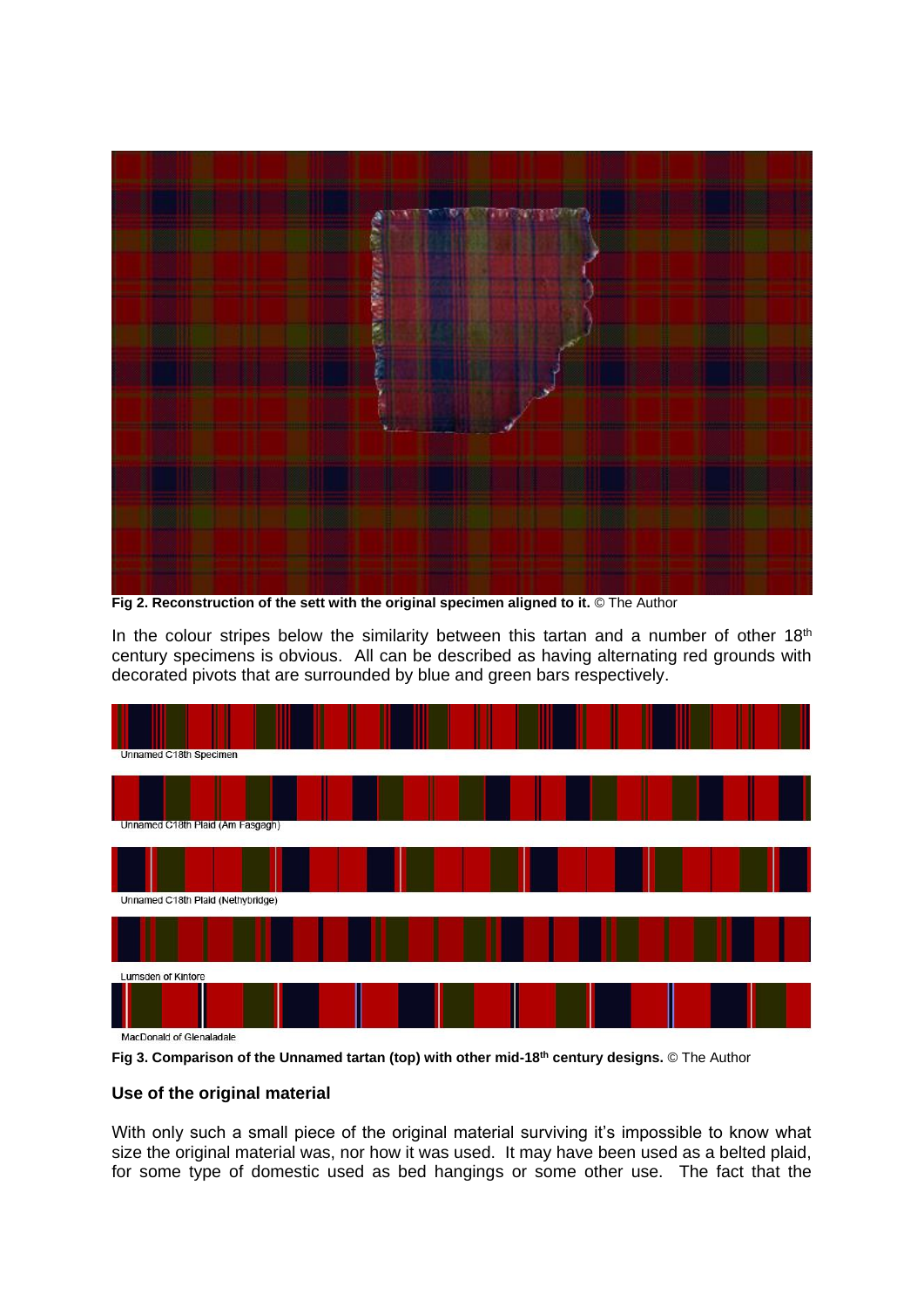**Fig 2. Reconstruction of the sett with the original specimen aligned to it.** © The Author

In the colour stripes below the similarity between this tartan and a number of other 18th century specimens is obvious. All can be described as having alternating red grounds with decorated pivots that are surrounded by blue and green bars respectively.

Unnamed C18th Specimen

Unnamed C18th Plaid (Am Fasgagh)

Unnamed C18th Plaid (Nethybridge)

Lumsden of Kintore

MacDonald of Glenaladale

**Fig 3. Comparison of the Unnamed tartan (top) with other mid-18th century designs.** © The Author

### Use of the original material

With only such a small piece of the original material surviving it's impossible to know what size the original material was, nor how it was used. It may have been used as a belted plaid, for some type of domestic used as bed hangings or some other use. The fact that the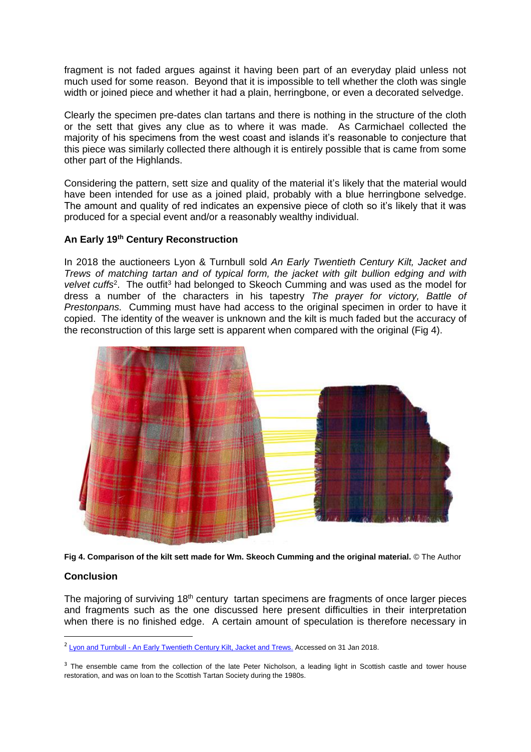fragment is not faded argues against it having been part of an everyday plaid unless not much used for some reason. Beyond that it is impossible to tell whether the cloth was single width or joined piece and whether it had a plain, herringbone, or even a decorated selvedge.

Clearly the specimen pre-dates clan tartans and there is nothing in the structure of the cloth or the sett that gives any clue as to where it was made. As Carmichael collected the majority of his specimens from the west coast and islands it's reasonable to conjecture that this piece was similarly collected there although it is entirely possible that is came from some other part of the Highlands.

Considering the pattern, sett size and quality of the material it's likely that the material would have been intended for use as a joined plaid, probably with a blue herringbone selvedge. The amount and quality of red indicates an expensive piece of cloth so it's likely that it was produced for a special event and/or a reasonably wealthy individual.

### An Early 19th Century Reconstruction

In 2018 the auctioneers Lyon & Turnbull sold *An Early Twentieth Century Kilt, Jacket and Trews of matching tartan and of typical form, the jacket with gilt bullion edging and with velvet cuffs*[2]. The outfit[3] had belonged to Skeoch Cumming and was used as the model for dress a number of the characters in his tapestry *The prayer for victory, Battle of Prestonpans.* Cumming must have had access to the original specimen in order to have it copied. The identity of the weaver is unknown and the kilt is much faded but the accuracy of the reconstruction of this large sett is apparent when compared with the original (Fig 4).

**Fig 4. Comparison of the kilt sett made for Wm. Skeoch Cumming and the original material.** © The Author

### Conclusion

The majoring of surviving 18th century tartan specimens are fragments of once larger pieces and fragments such as the one discussed here present difficulties in their interpretation when there is no finished edge. A certain amount of speculation is therefore necessary in

---

[2] Lyon and Turnbull - An Early Twentieth Century Kilt, Jacket and Trews. Accessed on 31 Jan 2018.

[3] The ensemble came from the collection of the late Peter Nicholson, a leading light in Scottish castle and tower house restoration, and was on loan to the Scottish Tartan Society during the 1980s.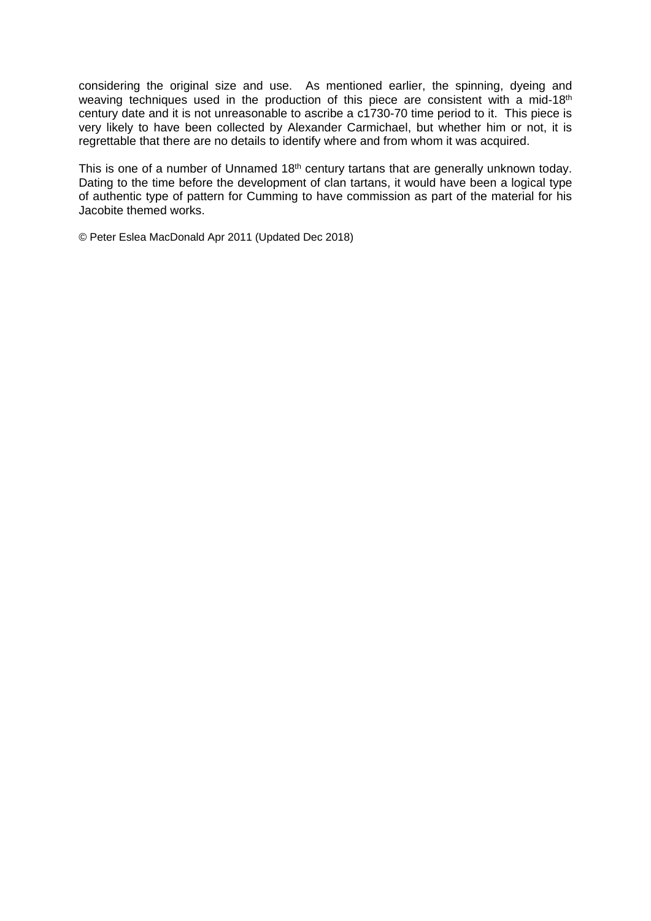considering the original size and use. As mentioned earlier, the spinning, dyeing and weaving techniques used in the production of this piece are consistent with a mid-18th century date and it is not unreasonable to ascribe a c1730-70 time period to it. This piece is very likely to have been collected by Alexander Carmichael, but whether him or not, it is regrettable that there are no details to identify where and from whom it was acquired.

This is one of a number of Unnamed 18th century tartans that are generally unknown today. Dating to the time before the development of clan tartans, it would have been a logical type of authentic type of pattern for Cumming to have commission as part of the material for his Jacobite themed works.

© Peter Eslea MacDonald Apr 2011 (Updated Dec 2018)